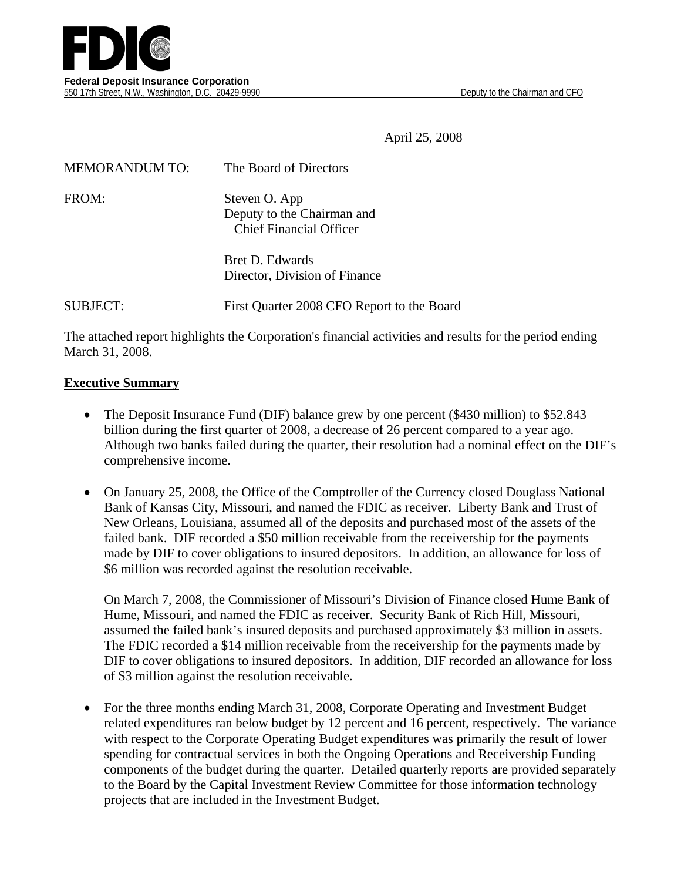**FDIC**

**Federal Deposit Insurance Corporation**
550 17th Street, N.W., Washington, D.C. 20429-9990 — Deputy to the Chairman and CFO

April 25, 2008

MEMORANDUM TO: The Board of Directors

FROM: Steven O. App
Deputy to the Chairman and
Chief Financial Officer

Bret D. Edwards
Director, Division of Finance

SUBJECT: First Quarter 2008 CFO Report to the Board

The attached report highlights the Corporation's financial activities and results for the period ending March 31, 2008.

## Executive Summary

- The Deposit Insurance Fund (DIF) balance grew by one percent ($430 million) to $52.843 billion during the first quarter of 2008, a decrease of 26 percent compared to a year ago. Although two banks failed during the quarter, their resolution had a nominal effect on the DIF's comprehensive income.

- On January 25, 2008, the Office of the Comptroller of the Currency closed Douglass National Bank of Kansas City, Missouri, and named the FDIC as receiver. Liberty Bank and Trust of New Orleans, Louisiana, assumed all of the deposits and purchased most of the assets of the failed bank. DIF recorded a $50 million receivable from the receivership for the payments made by DIF to cover obligations to insured depositors. In addition, an allowance for loss of $6 million was recorded against the resolution receivable.

  On March 7, 2008, the Commissioner of Missouri's Division of Finance closed Hume Bank of Hume, Missouri, and named the FDIC as receiver. Security Bank of Rich Hill, Missouri, assumed the failed bank's insured deposits and purchased approximately $3 million in assets. The FDIC recorded a $14 million receivable from the receivership for the payments made by DIF to cover obligations to insured depositors. In addition, DIF recorded an allowance for loss of $3 million against the resolution receivable.

- For the three months ending March 31, 2008, Corporate Operating and Investment Budget related expenditures ran below budget by 12 percent and 16 percent, respectively. The variance with respect to the Corporate Operating Budget expenditures was primarily the result of lower spending for contractual services in both the Ongoing Operations and Receivership Funding components of the budget during the quarter. Detailed quarterly reports are provided separately to the Board by the Capital Investment Review Committee for those information technology projects that are included in the Investment Budget.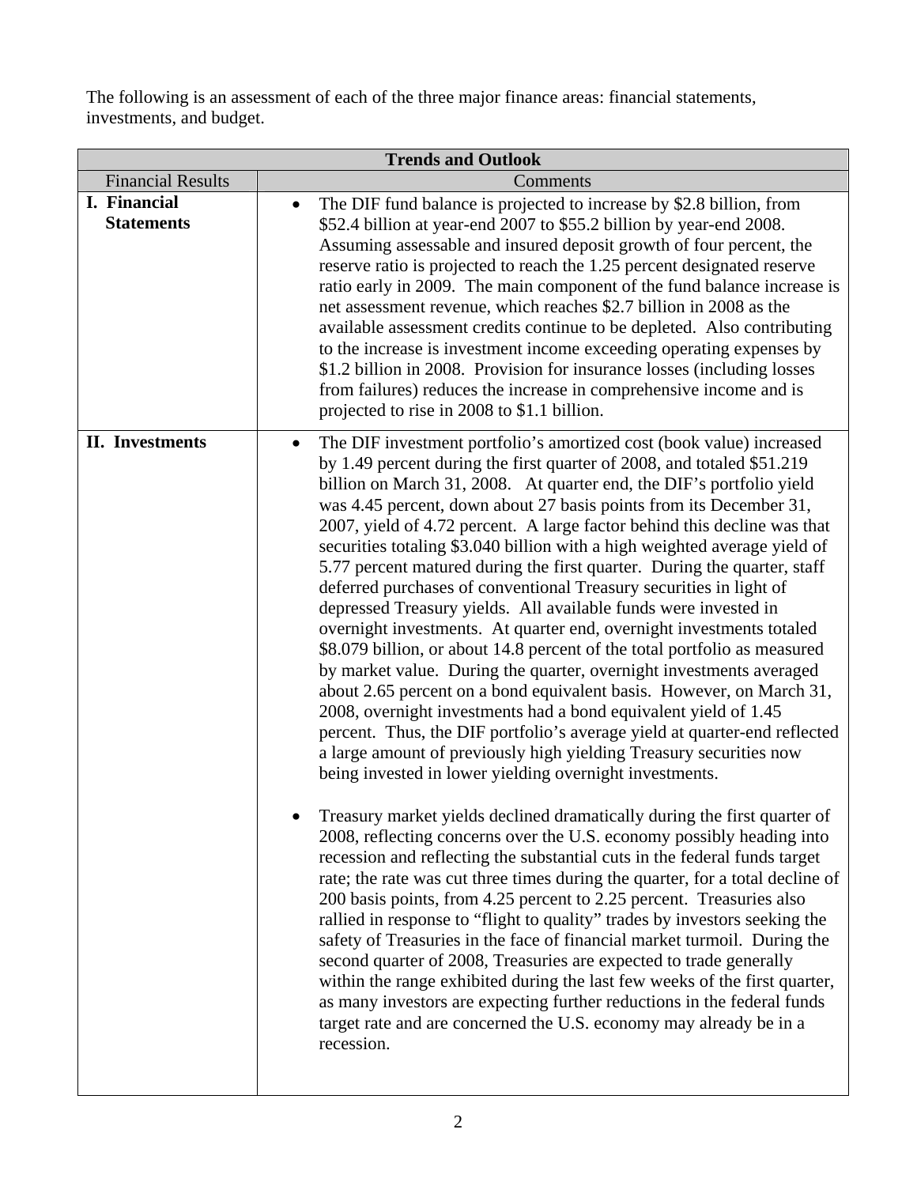The following is an assessment of each of the three major finance areas: financial statements, investments, and budget.

| Trends and Outlook | |
|---|---|
| Financial Results | Comments |
| **I. Financial Statements** | • The DIF fund balance is projected to increase by \$2.8 billion, from \$52.4 billion at year-end 2007 to \$55.2 billion by year-end 2008. Assuming assessable and insured deposit growth of four percent, the reserve ratio is projected to reach the 1.25 percent designated reserve ratio early in 2009. The main component of the fund balance increase is net assessment revenue, which reaches \$2.7 billion in 2008 as the available assessment credits continue to be depleted. Also contributing to the increase is investment income exceeding operating expenses by \$1.2 billion in 2008. Provision for insurance losses (including losses from failures) reduces the increase in comprehensive income and is projected to rise in 2008 to \$1.1 billion. |
| **II. Investments** | • The DIF investment portfolio's amortized cost (book value) increased by 1.49 percent during the first quarter of 2008, and totaled \$51.219 billion on March 31, 2008. At quarter end, the DIF's portfolio yield was 4.45 percent, down about 27 basis points from its December 31, 2007, yield of 4.72 percent. A large factor behind this decline was that securities totaling \$3.040 billion with a high weighted average yield of 5.77 percent matured during the first quarter. During the quarter, staff deferred purchases of conventional Treasury securities in light of depressed Treasury yields. All available funds were invested in overnight investments. At quarter end, overnight investments totaled \$8.079 billion, or about 14.8 percent of the total portfolio as measured by market value. During the quarter, overnight investments averaged about 2.65 percent on a bond equivalent basis. However, on March 31, 2008, overnight investments had a bond equivalent yield of 1.45 percent. Thus, the DIF portfolio's average yield at quarter-end reflected a large amount of previously high yielding Treasury securities now being invested in lower yielding overnight investments.<br><br>• Treasury market yields declined dramatically during the first quarter of 2008, reflecting concerns over the U.S. economy possibly heading into recession and reflecting the substantial cuts in the federal funds target rate; the rate was cut three times during the quarter, for a total decline of 200 basis points, from 4.25 percent to 2.25 percent. Treasuries also rallied in response to "flight to quality" trades by investors seeking the safety of Treasuries in the face of financial market turmoil. During the second quarter of 2008, Treasuries are expected to trade generally within the range exhibited during the last few weeks of the first quarter, as many investors are expecting further reductions in the federal funds target rate and are concerned the U.S. economy may already be in a recession. |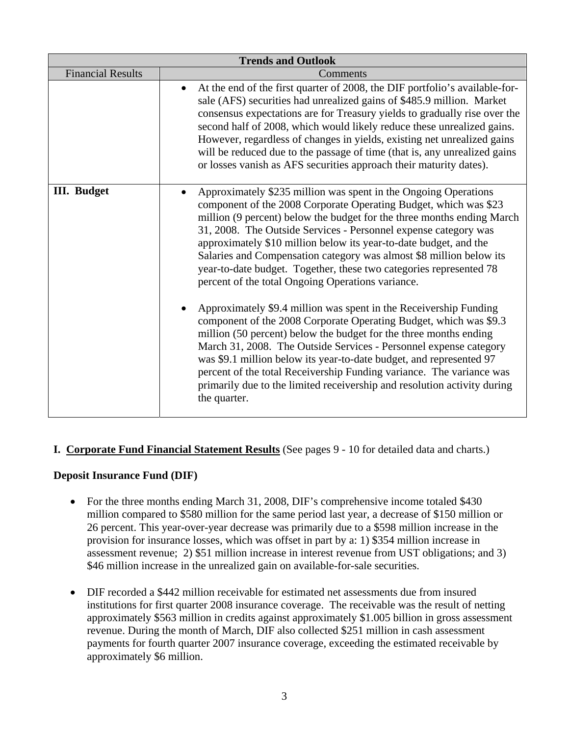| Trends and Outlook | |
|---|---|
| Financial Results | Comments |
| | • At the end of the first quarter of 2008, the DIF portfolio's available-for-sale (AFS) securities had unrealized gains of $485.9 million. Market consensus expectations are for Treasury yields to gradually rise over the second half of 2008, which would likely reduce these unrealized gains. However, regardless of changes in yields, existing net unrealized gains will be reduced due to the passage of time (that is, any unrealized gains or losses vanish as AFS securities approach their maturity dates). |
| **III. Budget** | • Approximately $235 million was spent in the Ongoing Operations component of the 2008 Corporate Operating Budget, which was $23 million (9 percent) below the budget for the three months ending March 31, 2008. The Outside Services - Personnel expense category was approximately $10 million below its year-to-date budget, and the Salaries and Compensation category was almost $8 million below its year-to-date budget. Together, these two categories represented 78 percent of the total Ongoing Operations variance.<br><br>• Approximately $9.4 million was spent in the Receivership Funding component of the 2008 Corporate Operating Budget, which was $9.3 million (50 percent) below the budget for the three months ending March 31, 2008. The Outside Services - Personnel expense category was $9.1 million below its year-to-date budget, and represented 97 percent of the total Receivership Funding variance. The variance was primarily due to the limited receivership and resolution activity during the quarter. |

## I. <u>Corporate Fund Financial Statement Results</u> (See pages 9 - 10 for detailed data and charts.)

### Deposit Insurance Fund (DIF)

- For the three months ending March 31, 2008, DIF's comprehensive income totaled $430 million compared to $580 million for the same period last year, a decrease of $150 million or 26 percent. This year-over-year decrease was primarily due to a $598 million increase in the provision for insurance losses, which was offset in part by a: 1) $354 million increase in assessment revenue; 2) $51 million increase in interest revenue from UST obligations; and 3) $46 million increase in the unrealized gain on available-for-sale securities.

- DIF recorded a $442 million receivable for estimated net assessments due from insured institutions for first quarter 2008 insurance coverage. The receivable was the result of netting approximately $563 million in credits against approximately $1.005 billion in gross assessment revenue. During the month of March, DIF also collected $251 million in cash assessment payments for fourth quarter 2007 insurance coverage, exceeding the estimated receivable by approximately $6 million.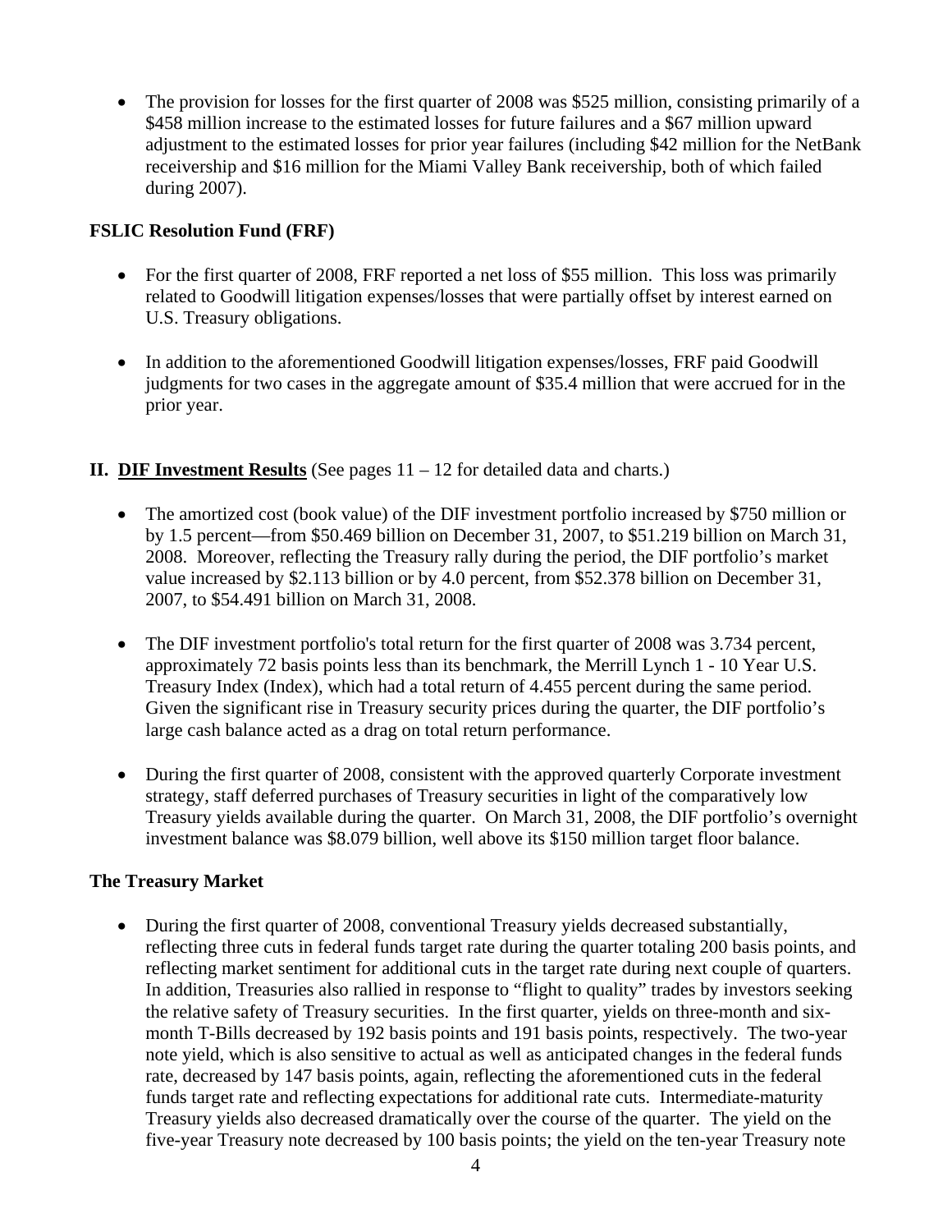- The provision for losses for the first quarter of 2008 was $525 million, consisting primarily of a $458 million increase to the estimated losses for future failures and a $67 million upward adjustment to the estimated losses for prior year failures (including $42 million for the NetBank receivership and $16 million for the Miami Valley Bank receivership, both of which failed during 2007).

**FSLIC Resolution Fund (FRF)**

- For the first quarter of 2008, FRF reported a net loss of $55 million. This loss was primarily related to Goodwill litigation expenses/losses that were partially offset by interest earned on U.S. Treasury obligations.

- In addition to the aforementioned Goodwill litigation expenses/losses, FRF paid Goodwill judgments for two cases in the aggregate amount of $35.4 million that were accrued for in the prior year.

## II. DIF Investment Results (See pages 11 – 12 for detailed data and charts.)

- The amortized cost (book value) of the DIF investment portfolio increased by $750 million or by 1.5 percent—from $50.469 billion on December 31, 2007, to $51.219 billion on March 31, 2008. Moreover, reflecting the Treasury rally during the period, the DIF portfolio's market value increased by $2.113 billion or by 4.0 percent, from $52.378 billion on December 31, 2007, to $54.491 billion on March 31, 2008.

- The DIF investment portfolio's total return for the first quarter of 2008 was 3.734 percent, approximately 72 basis points less than its benchmark, the Merrill Lynch 1 - 10 Year U.S. Treasury Index (Index), which had a total return of 4.455 percent during the same period. Given the significant rise in Treasury security prices during the quarter, the DIF portfolio's large cash balance acted as a drag on total return performance.

- During the first quarter of 2008, consistent with the approved quarterly Corporate investment strategy, staff deferred purchases of Treasury securities in light of the comparatively low Treasury yields available during the quarter. On March 31, 2008, the DIF portfolio's overnight investment balance was $8.079 billion, well above its $150 million target floor balance.

**The Treasury Market**

- During the first quarter of 2008, conventional Treasury yields decreased substantially, reflecting three cuts in federal funds target rate during the quarter totaling 200 basis points, and reflecting market sentiment for additional cuts in the target rate during next couple of quarters. In addition, Treasuries also rallied in response to "flight to quality" trades by investors seeking the relative safety of Treasury securities. In the first quarter, yields on three-month and six-month T-Bills decreased by 192 basis points and 191 basis points, respectively. The two-year note yield, which is also sensitive to actual as well as anticipated changes in the federal funds rate, decreased by 147 basis points, again, reflecting the aforementioned cuts in the federal funds target rate and reflecting expectations for additional rate cuts. Intermediate-maturity Treasury yields also decreased dramatically over the course of the quarter. The yield on the five-year Treasury note decreased by 100 basis points; the yield on the ten-year Treasury note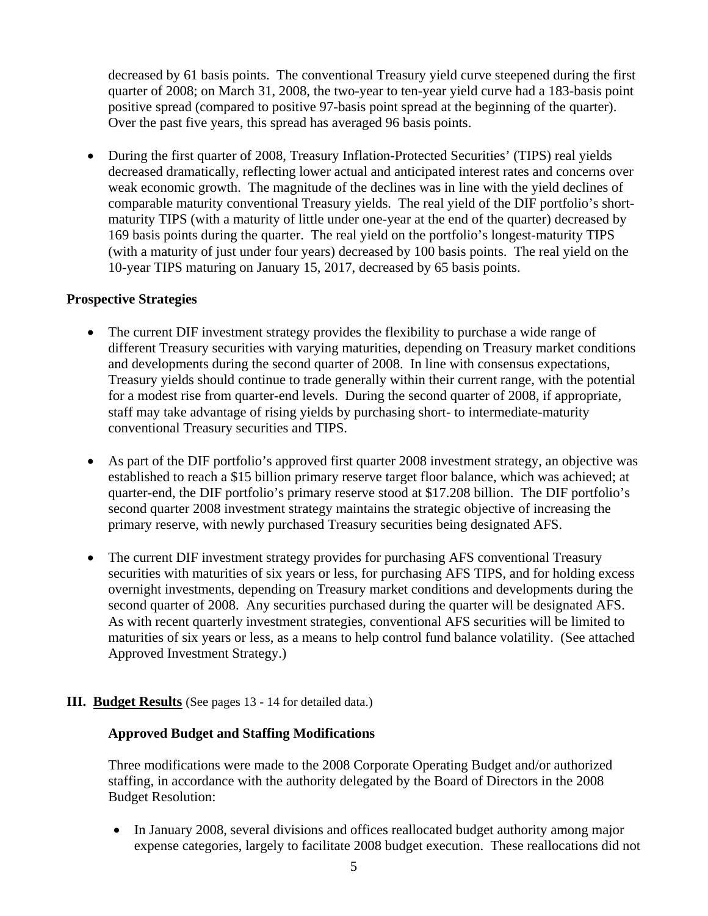decreased by 61 basis points. The conventional Treasury yield curve steepened during the first quarter of 2008; on March 31, 2008, the two-year to ten-year yield curve had a 183-basis point positive spread (compared to positive 97-basis point spread at the beginning of the quarter). Over the past five years, this spread has averaged 96 basis points.

- During the first quarter of 2008, Treasury Inflation-Protected Securities' (TIPS) real yields decreased dramatically, reflecting lower actual and anticipated interest rates and concerns over weak economic growth. The magnitude of the declines was in line with the yield declines of comparable maturity conventional Treasury yields. The real yield of the DIF portfolio's short-maturity TIPS (with a maturity of little under one-year at the end of the quarter) decreased by 169 basis points during the quarter. The real yield on the portfolio's longest-maturity TIPS (with a maturity of just under four years) decreased by 100 basis points. The real yield on the 10-year TIPS maturing on January 15, 2017, decreased by 65 basis points.

**Prospective Strategies**

- The current DIF investment strategy provides the flexibility to purchase a wide range of different Treasury securities with varying maturities, depending on Treasury market conditions and developments during the second quarter of 2008. In line with consensus expectations, Treasury yields should continue to trade generally within their current range, with the potential for a modest rise from quarter-end levels. During the second quarter of 2008, if appropriate, staff may take advantage of rising yields by purchasing short- to intermediate-maturity conventional Treasury securities and TIPS.

- As part of the DIF portfolio's approved first quarter 2008 investment strategy, an objective was established to reach a $15 billion primary reserve target floor balance, which was achieved; at quarter-end, the DIF portfolio's primary reserve stood at $17.208 billion. The DIF portfolio's second quarter 2008 investment strategy maintains the strategic objective of increasing the primary reserve, with newly purchased Treasury securities being designated AFS.

- The current DIF investment strategy provides for purchasing AFS conventional Treasury securities with maturities of six years or less, for purchasing AFS TIPS, and for holding excess overnight investments, depending on Treasury market conditions and developments during the second quarter of 2008. Any securities purchased during the quarter will be designated AFS. As with recent quarterly investment strategies, conventional AFS securities will be limited to maturities of six years or less, as a means to help control fund balance volatility. (See attached Approved Investment Strategy.)

## III. Budget Results (See pages 13 - 14 for detailed data.)

**Approved Budget and Staffing Modifications**

Three modifications were made to the 2008 Corporate Operating Budget and/or authorized staffing, in accordance with the authority delegated by the Board of Directors in the 2008 Budget Resolution:

- In January 2008, several divisions and offices reallocated budget authority among major expense categories, largely to facilitate 2008 budget execution. These reallocations did not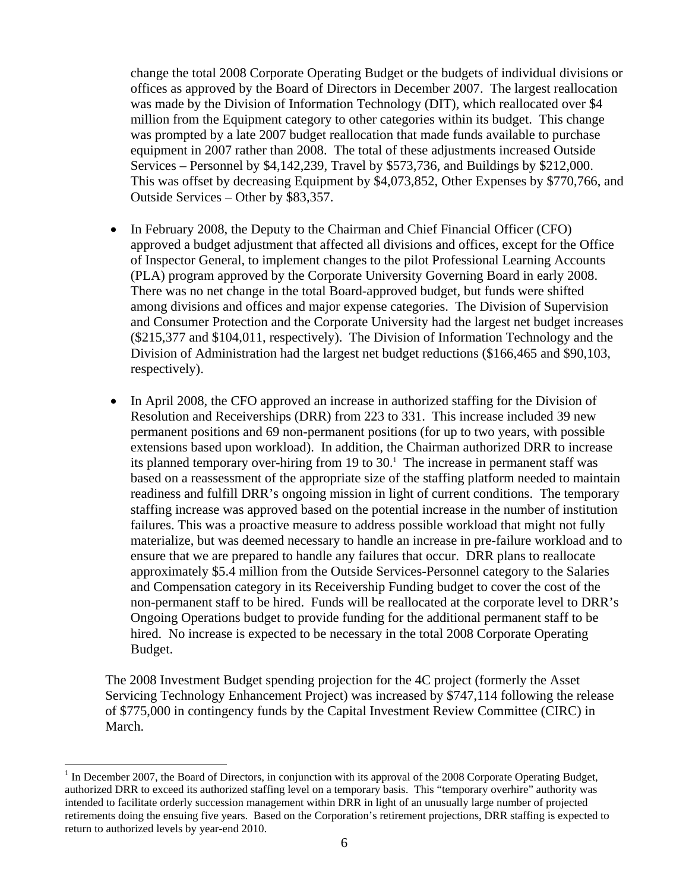change the total 2008 Corporate Operating Budget or the budgets of individual divisions or offices as approved by the Board of Directors in December 2007. The largest reallocation was made by the Division of Information Technology (DIT), which reallocated over $4 million from the Equipment category to other categories within its budget. This change was prompted by a late 2007 budget reallocation that made funds available to purchase equipment in 2007 rather than 2008. The total of these adjustments increased Outside Services – Personnel by $4,142,239, Travel by $573,736, and Buildings by $212,000. This was offset by decreasing Equipment by $4,073,852, Other Expenses by $770,766, and Outside Services – Other by $83,357.

- In February 2008, the Deputy to the Chairman and Chief Financial Officer (CFO) approved a budget adjustment that affected all divisions and offices, except for the Office of Inspector General, to implement changes to the pilot Professional Learning Accounts (PLA) program approved by the Corporate University Governing Board in early 2008. There was no net change in the total Board-approved budget, but funds were shifted among divisions and offices and major expense categories. The Division of Supervision and Consumer Protection and the Corporate University had the largest net budget increases ($215,377 and $104,011, respectively). The Division of Information Technology and the Division of Administration had the largest net budget reductions ($166,465 and $90,103, respectively).

- In April 2008, the CFO approved an increase in authorized staffing for the Division of Resolution and Receiverships (DRR) from 223 to 331. This increase included 39 new permanent positions and 69 non-permanent positions (for up to two years, with possible extensions based upon workload). In addition, the Chairman authorized DRR to increase its planned temporary over-hiring from 19 to 30.[1] The increase in permanent staff was based on a reassessment of the appropriate size of the staffing platform needed to maintain readiness and fulfill DRR's ongoing mission in light of current conditions. The temporary staffing increase was approved based on the potential increase in the number of institution failures. This was a proactive measure to address possible workload that might not fully materialize, but was deemed necessary to handle an increase in pre-failure workload and to ensure that we are prepared to handle any failures that occur. DRR plans to reallocate approximately $5.4 million from the Outside Services-Personnel category to the Salaries and Compensation category in its Receivership Funding budget to cover the cost of the non-permanent staff to be hired. Funds will be reallocated at the corporate level to DRR's Ongoing Operations budget to provide funding for the additional permanent staff to be hired. No increase is expected to be necessary in the total 2008 Corporate Operating Budget.

The 2008 Investment Budget spending projection for the 4C project (formerly the Asset Servicing Technology Enhancement Project) was increased by $747,114 following the release of $775,000 in contingency funds by the Capital Investment Review Committee (CIRC) in March.

---

[1] In December 2007, the Board of Directors, in conjunction with its approval of the 2008 Corporate Operating Budget, authorized DRR to exceed its authorized staffing level on a temporary basis. This "temporary overhire" authority was intended to facilitate orderly succession management within DRR in light of an unusually large number of projected retirements doing the ensuing five years. Based on the Corporation's retirement projections, DRR staffing is expected to return to authorized levels by year-end 2010.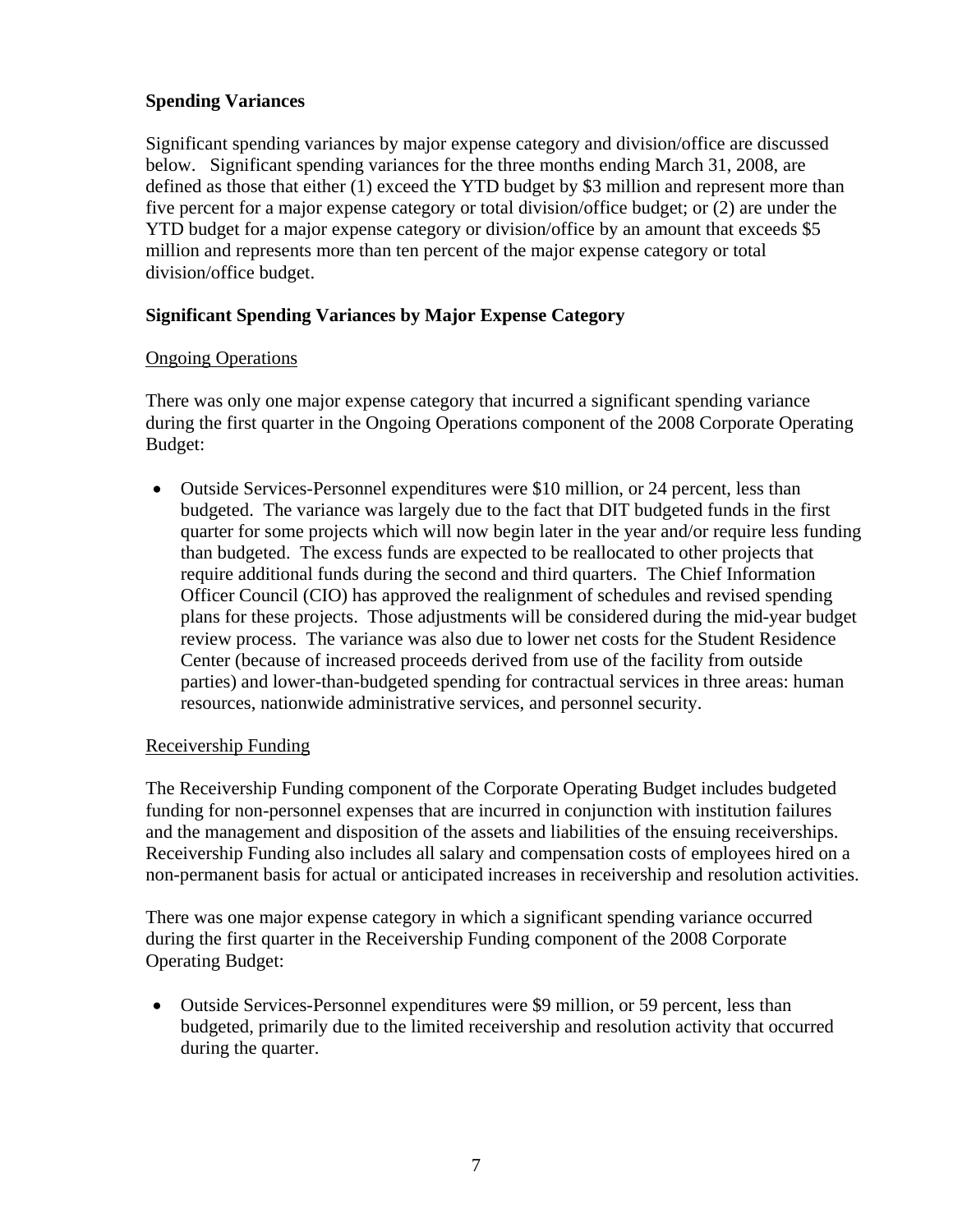**Spending Variances**

Significant spending variances by major expense category and division/office are discussed below. Significant spending variances for the three months ending March 31, 2008, are defined as those that either (1) exceed the YTD budget by $3 million and represent more than five percent for a major expense category or total division/office budget; or (2) are under the YTD budget for a major expense category or division/office by an amount that exceeds $5 million and represents more than ten percent of the major expense category or total division/office budget.

**Significant Spending Variances by Major Expense Category**

Ongoing Operations

There was only one major expense category that incurred a significant spending variance during the first quarter in the Ongoing Operations component of the 2008 Corporate Operating Budget:

- Outside Services-Personnel expenditures were $10 million, or 24 percent, less than budgeted. The variance was largely due to the fact that DIT budgeted funds in the first quarter for some projects which will now begin later in the year and/or require less funding than budgeted. The excess funds are expected to be reallocated to other projects that require additional funds during the second and third quarters. The Chief Information Officer Council (CIO) has approved the realignment of schedules and revised spending plans for these projects. Those adjustments will be considered during the mid-year budget review process. The variance was also due to lower net costs for the Student Residence Center (because of increased proceeds derived from use of the facility from outside parties) and lower-than-budgeted spending for contractual services in three areas: human resources, nationwide administrative services, and personnel security.

Receivership Funding

The Receivership Funding component of the Corporate Operating Budget includes budgeted funding for non-personnel expenses that are incurred in conjunction with institution failures and the management and disposition of the assets and liabilities of the ensuing receiverships. Receivership Funding also includes all salary and compensation costs of employees hired on a non-permanent basis for actual or anticipated increases in receivership and resolution activities.

There was one major expense category in which a significant spending variance occurred during the first quarter in the Receivership Funding component of the 2008 Corporate Operating Budget:

- Outside Services-Personnel expenditures were $9 million, or 59 percent, less than budgeted, primarily due to the limited receivership and resolution activity that occurred during the quarter.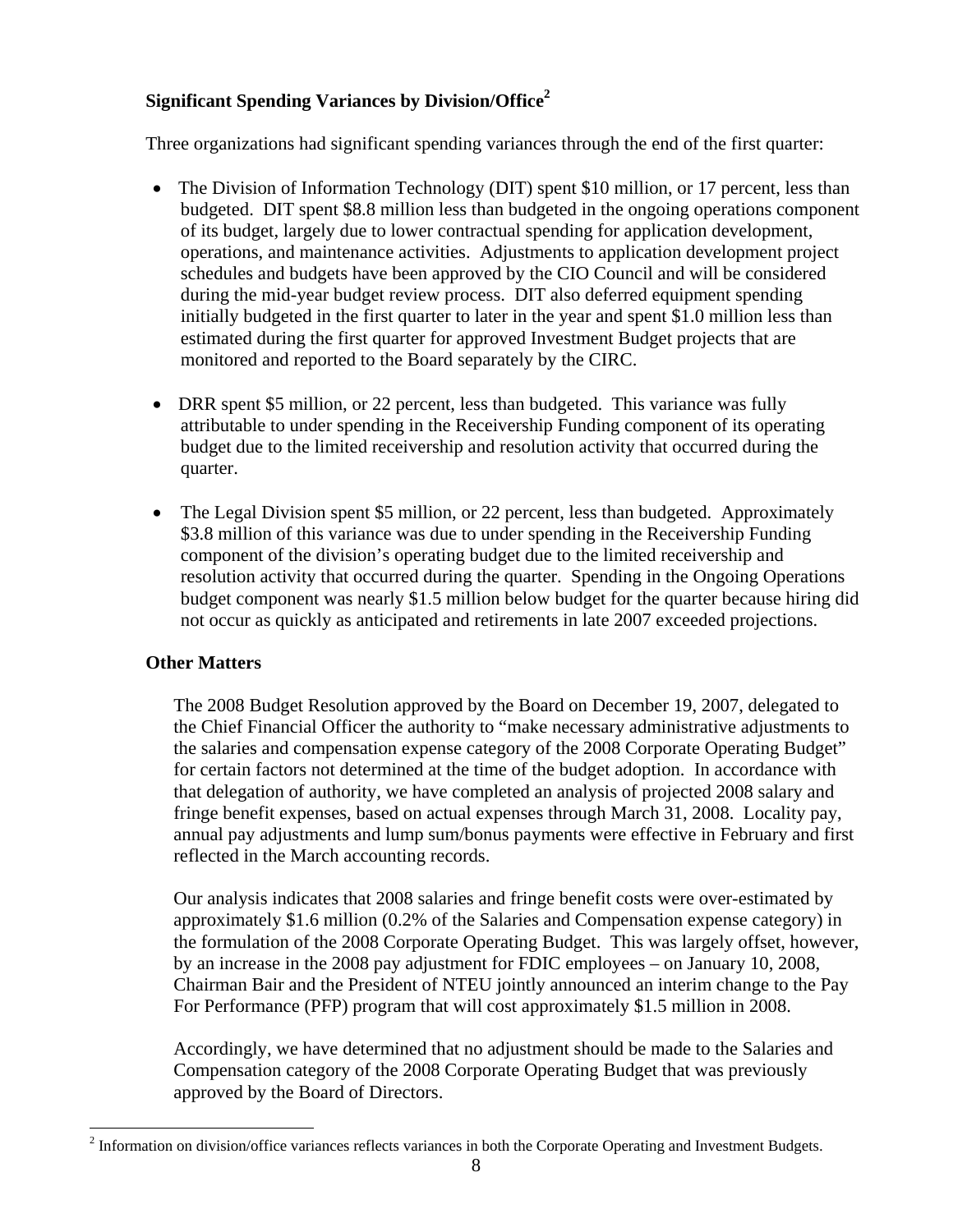## Significant Spending Variances by Division/Office[2]

Three organizations had significant spending variances through the end of the first quarter:

- The Division of Information Technology (DIT) spent $10 million, or 17 percent, less than budgeted. DIT spent $8.8 million less than budgeted in the ongoing operations component of its budget, largely due to lower contractual spending for application development, operations, and maintenance activities. Adjustments to application development project schedules and budgets have been approved by the CIO Council and will be considered during the mid-year budget review process. DIT also deferred equipment spending initially budgeted in the first quarter to later in the year and spent $1.0 million less than estimated during the first quarter for approved Investment Budget projects that are monitored and reported to the Board separately by the CIRC.

- DRR spent $5 million, or 22 percent, less than budgeted. This variance was fully attributable to under spending in the Receivership Funding component of its operating budget due to the limited receivership and resolution activity that occurred during the quarter.

- The Legal Division spent $5 million, or 22 percent, less than budgeted. Approximately $3.8 million of this variance was due to under spending in the Receivership Funding component of the division's operating budget due to the limited receivership and resolution activity that occurred during the quarter. Spending in the Ongoing Operations budget component was nearly $1.5 million below budget for the quarter because hiring did not occur as quickly as anticipated and retirements in late 2007 exceeded projections.

## Other Matters

The 2008 Budget Resolution approved by the Board on December 19, 2007, delegated to the Chief Financial Officer the authority to "make necessary administrative adjustments to the salaries and compensation expense category of the 2008 Corporate Operating Budget" for certain factors not determined at the time of the budget adoption. In accordance with that delegation of authority, we have completed an analysis of projected 2008 salary and fringe benefit expenses, based on actual expenses through March 31, 2008. Locality pay, annual pay adjustments and lump sum/bonus payments were effective in February and first reflected in the March accounting records.

Our analysis indicates that 2008 salaries and fringe benefit costs were over-estimated by approximately $1.6 million (0.2% of the Salaries and Compensation expense category) in the formulation of the 2008 Corporate Operating Budget. This was largely offset, however, by an increase in the 2008 pay adjustment for FDIC employees – on January 10, 2008, Chairman Bair and the President of NTEU jointly announced an interim change to the Pay For Performance (PFP) program that will cost approximately $1.5 million in 2008.

Accordingly, we have determined that no adjustment should be made to the Salaries and Compensation category of the 2008 Corporate Operating Budget that was previously approved by the Board of Directors.

[2] Information on division/office variances reflects variances in both the Corporate Operating and Investment Budgets.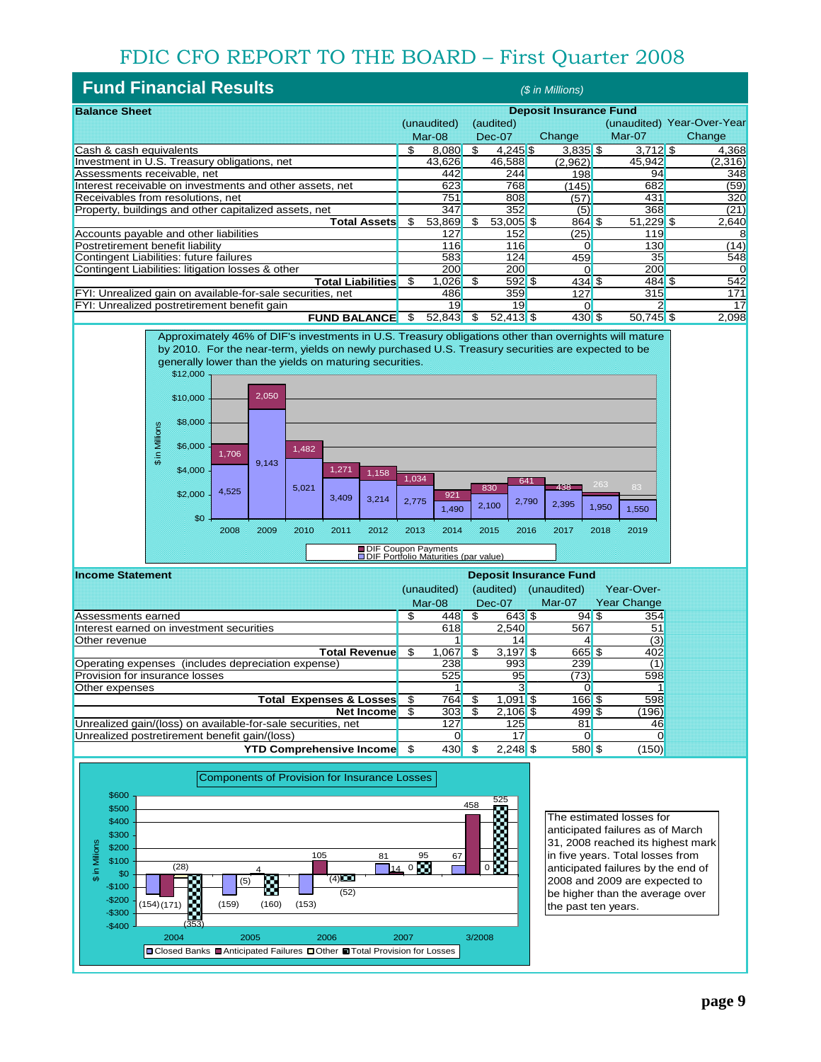# FDIC CFO REPORT TO THE BOARD – First Quarter 2008

## Fund Financial Results

*($ in Millions)*

| Balance Sheet | Deposit Insurance Fund | | | | |
|---|---|---|---|---|---|
| | (unaudited) Mar-08 | (audited) Dec-07 | Change | (unaudited) Mar-07 | Year-Over-Year Change |
| Cash & cash equivalents | $ 8,080 | $ 4,245 | $ 3,835 | $ 3,712 | $ 4,368 |
| Investment in U.S. Treasury obligations, net | 43,626 | 46,588 | (2,962) | 45,942 | (2,316) |
| Assessments receivable, net | 442 | 244 | 198 | 94 | 348 |
| Interest receivable on investments and other assets, net | 623 | 768 | (145) | 682 | (59) |
| Receivables from resolutions, net | 751 | 808 | (57) | 431 | 320 |
| Property, buildings and other capitalized assets, net | 347 | 352 | (5) | 368 | (21) |
| **Total Assets** | $ 53,869 | $ 53,005 | $ 864 | $ 51,229 | $ 2,640 |
| Accounts payable and other liabilities | 127 | 152 | (25) | 119 | 8 |
| Postretirement benefit liability | 116 | 116 | 0 | 130 | (14) |
| Contingent Liabilities: future failures | 583 | 124 | 459 | 35 | 548 |
| Contingent Liabilities: litigation losses & other | 200 | 200 | 0 | 200 | 0 |
| **Total Liabilities** | $ 1,026 | $ 592 | $ 434 | $ 484 | $ 542 |
| FYI: Unrealized gain on available-for-sale securities, net | 486 | 359 | 127 | 315 | 171 |
| FYI: Unrealized postretirement benefit gain | 19 | 19 | 0 | 2 | 17 |
| **FUND BALANCE** | $ 52,843 | $ 52,413 | $ 430 | $ 50,745 | $ 2,098 |

Approximately 46% of DIF's investments in U.S. Treasury obligations other than overnights will mature by 2010. For the near-term, yields on newly purchased U.S. Treasury securities are expected to be generally lower than the yields on maturing securities.

| Year | DIF Portfolio Maturities (par value) ($ in Millions) | DIF Coupon Payments ($ in Millions) |
|---|---|---|
| 2008 | 4,525 | 1,706 |
| 2009 | 9,143 | 2,050 |
| 2010 | 5,021 | 1,482 |
| 2011 | 3,409 | 1,271 |
| 2012 | 3,214 | 1,158 |
| 2013 | 2,775 | 1,034 |
| 2014 | 1,490 | 921 |
| 2015 | 2,100 | 830 |
| 2016 | 2,790 | 641 |
| 2017 | 2,395 | 438 |
| 2018 | 1,950 | 263 |
| 2019 | 1,550 | 83 |

| Income Statement | Deposit Insurance Fund | | | |
|---|---|---|---|---|
| | (unaudited) Mar-08 | (audited) Dec-07 | (unaudited) Mar-07 | Year-Over-Year Change |
| Assessments earned | $ 448 | $ 643 | $ 94 | $ 354 |
| Interest earned on investment securities | 618 | 2,540 | 567 | 51 |
| Other revenue | 1 | 14 | 4 | (3) |
| **Total Revenue** | $ 1,067 | $ 3,197 | $ 665 | $ 402 |
| Operating expenses (includes depreciation expense) | 238 | 993 | 239 | (1) |
| Provision for insurance losses | 525 | 95 | (73) | 598 |
| Other expenses | 1 | 3 | 0 | 1 |
| **Total Expenses & Losses** | $ 764 | $ 1,091 | $ 166 | $ 598 |
| **Net Income** | $ 303 | $ 2,106 | $ 499 | $ (196) |
| Unrealized gain/(loss) on available-for-sale securities, net | 127 | 125 | 81 | 46 |
| Unrealized postretirement benefit gain/(loss) | 0 | 17 | 0 | 0 |
| **YTD Comprehensive Income** | $ 430 | $ 2,248 | $ 580 | $ (150) |

**Components of Provision for Insurance Losses** ($ in Millions)

| Period | Closed Banks | Anticipated Failures | Other | Total Provision for Losses |
|---|---|---|---|---|
| 2004 | (154) | (171) | (28) | (353) |
| 2005 | (159) | (5) | 4 | (160) |
| 2006 | (153) | 105 | (4) | (52) |
| 2007 | 81 | 14 | 0 | 95 |
| 3/2008 | 67 | 458 | 0 | 525 |

The estimated losses for anticipated failures as of March 31, 2008 reached its highest mark in five years. Total losses from anticipated failures by the end of 2008 and 2009 are expected to be higher than the average over the past ten years.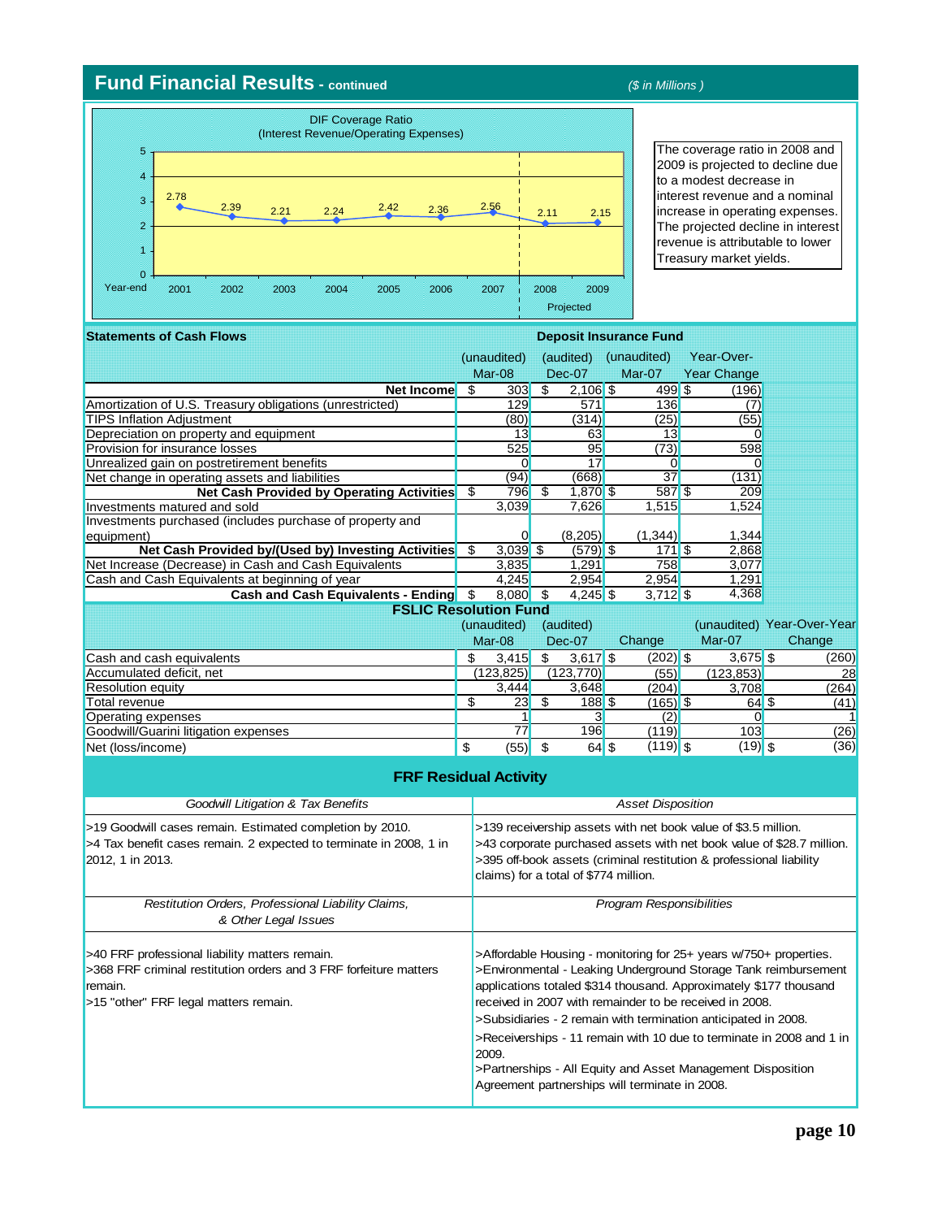## Fund Financial Results - continued

($ in Millions)

DIF Coverage Ratio
(Interest Revenue/Operating Expenses)

| Year-end | 2001 | 2002 | 2003 | 2004 | 2005 | 2006 | 2007 | 2008 (Projected) | 2009 (Projected) |
|---|---|---|---|---|---|---|---|---|---|
| Ratio | 2.78 | 2.39 | 2.21 | 2.24 | 2.42 | 2.36 | 2.56 | 2.11 | 2.15 |

The coverage ratio in 2008 and 2009 is projected to decline due to a modest decrease in interest revenue and a nominal increase in operating expenses. The projected decline in interest revenue is attributable to lower Treasury market yields.

### Statements of Cash Flows — Deposit Insurance Fund

| | (unaudited) Mar-08 | (audited) Dec-07 | (unaudited) Mar-07 | Year-Over-Year Change |
|---|---|---|---|---|
| **Net Income** | $ 303 | $ 2,106 | $ 499 | $ (196) |
| Amortization of U.S. Treasury obligations (unrestricted) | 129 | 571 | 136 | (7) |
| TIPS Inflation Adjustment | (80) | (314) | (25) | (55) |
| Depreciation on property and equipment | 13 | 63 | 13 | 0 |
| Provision for insurance losses | 525 | 95 | (73) | 598 |
| Unrealized gain on postretirement benefits | 0 | 17 | 0 | 0 |
| Net change in operating assets and liabilities | (94) | (668) | 37 | (131) |
| **Net Cash Provided by Operating Activities** | $ 796 | $ 1,870 | $ 587 | $ 209 |
| Investments matured and sold | 3,039 | 7,626 | 1,515 | 1,524 |
| Investments purchased (includes purchase of property and equipment) | 0 | (8,205) | (1,344) | 1,344 |
| **Net Cash Provided by/(Used by) Investing Activities** | $ 3,039 | $ (579) | $ 171 | $ 2,868 |
| Net Increase (Decrease) in Cash and Cash Equivalents | 3,835 | 1,291 | 758 | 3,077 |
| Cash and Cash Equivalents at beginning of year | 4,245 | 2,954 | 2,954 | 1,291 |
| **Cash and Cash Equivalents - Ending** | $ 8,080 | $ 4,245 | $ 3,712 | $ 4,368 |

### FSLIC Resolution Fund

| | (unaudited) Mar-08 | (audited) Dec-07 | Change | (unaudited) Mar-07 | Year-Over-Year Change |
|---|---|---|---|---|---|
| Cash and cash equivalents | $ 3,415 | $ 3,617 | $ (202) | $ 3,675 | $ (260) |
| Accumulated deficit, net | (123,825) | (123,770) | (55) | (123,853) | 28 |
| Resolution equity | 3,444 | 3,648 | (204) | 3,708 | (264) |
| Total revenue | $ 23 | $ 188 | $ (165) | $ 64 | $ (41) |
| Operating expenses | 1 | 3 | (2) | 0 | 1 |
| Goodwill/Guarini litigation expenses | 77 | 196 | (119) | 103 | (26) |
| Net (loss/income) | $ (55) | $ 64 | $ (119) | $ (19) | $ (36) |

### FRF Residual Activity

| *Goodwill Litigation & Tax Benefits* | *Asset Disposition* |
|---|---|
| >19 Goodwill cases remain. Estimated completion by 2010.<br>>4 Tax benefit cases remain. 2 expected to terminate in 2008, 1 in 2012, 1 in 2013. | >139 receivership assets with net book value of $3.5 million.<br>>43 corporate purchased assets with net book value of $28.7 million.<br>>395 off-book assets (criminal restitution & professional liability claims) for a total of $774 million. |
| ***Restitution Orders, Professional Liability Claims, & Other Legal Issues*** | ***Program Responsibilities*** |
| >40 FRF professional liability matters remain.<br>>368 FRF criminal restitution orders and 3 FRF forfeiture matters remain.<br>>15 "other" FRF legal matters remain. | >Affordable Housing - monitoring for 25+ years w/750+ properties.<br>>Environmental - Leaking Underground Storage Tank reimbursement applications totaled $314 thousand. Approximately $177 thousand received in 2007 with remainder to be received in 2008.<br>>Subsidiaries - 2 remain with termination anticipated in 2008.<br>>Receiverships - 11 remain with 10 due to terminate in 2008 and 1 in 2009.<br>>Partnerships - All Equity and Asset Management Disposition Agreement partnerships will terminate in 2008. |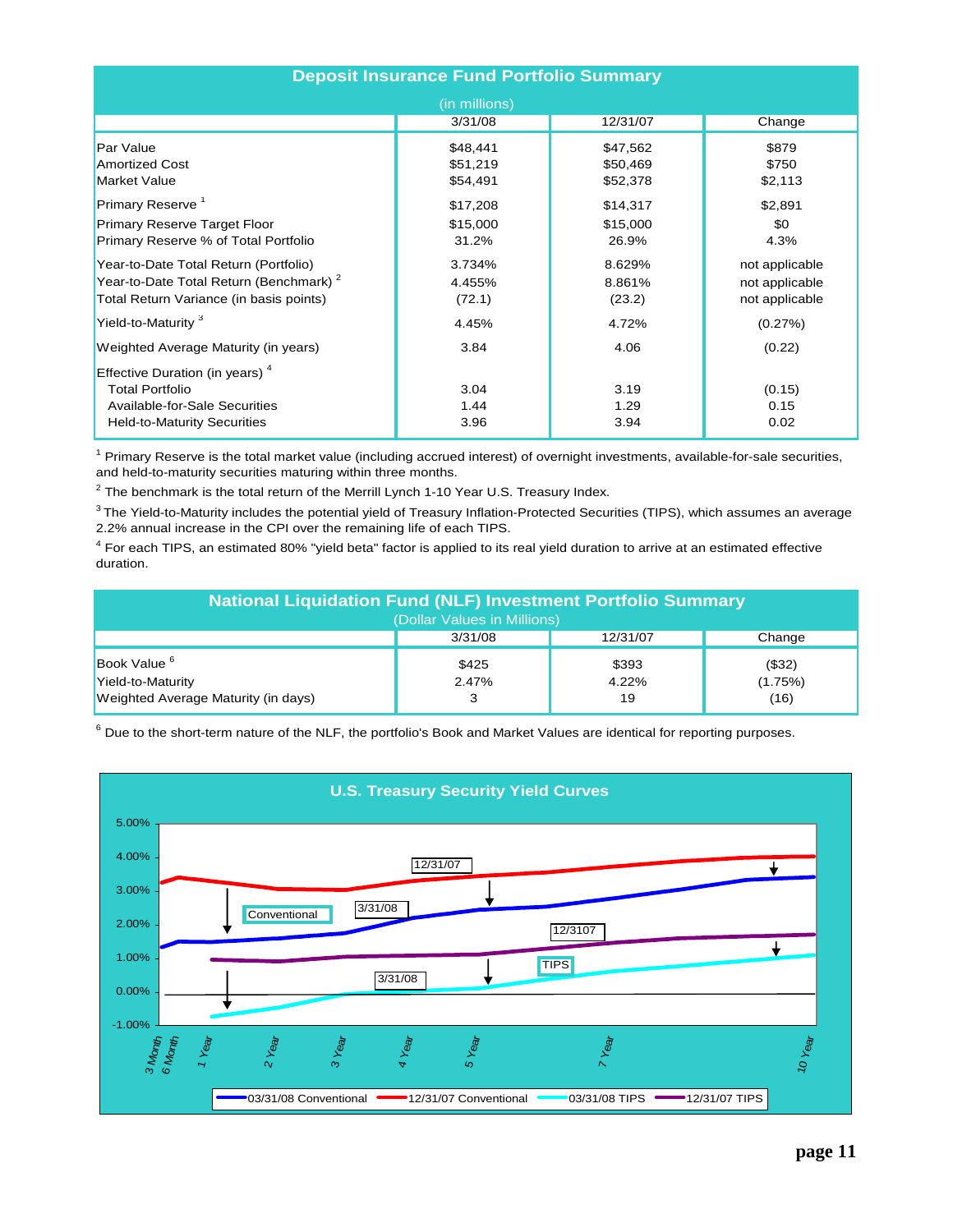## Deposit Insurance Fund Portfolio Summary

(in millions)

| | 3/31/08 | 12/31/07 | Change |
|---|---|---|---|
| Par Value | $48,441 | $47,562 | $879 |
| Amortized Cost | $51,219 | $50,469 | $750 |
| Market Value | $54,491 | $52,378 | $2,113 |
| Primary Reserve [1] | $17,208 | $14,317 | $2,891 |
| Primary Reserve Target Floor | $15,000 | $15,000 | $0 |
| Primary Reserve % of Total Portfolio | 31.2% | 26.9% | 4.3% |
| Year-to-Date Total Return (Portfolio) | 3.734% | 8.629% | not applicable |
| Year-to-Date Total Return (Benchmark) [2] | 4.455% | 8.861% | not applicable |
| Total Return Variance (in basis points) | (72.1) | (23.2) | not applicable |
| Yield-to-Maturity [3] | 4.45% | 4.72% | (0.27%) |
| Weighted Average Maturity (in years) | 3.84 | 4.06 | (0.22) |
| Effective Duration (in years) [4] | | | |
| Total Portfolio | 3.04 | 3.19 | (0.15) |
| Available-for-Sale Securities | 1.44 | 1.29 | 0.15 |
| Held-to-Maturity Securities | 3.96 | 3.94 | 0.02 |

[1] Primary Reserve is the total market value (including accrued interest) of overnight investments, available-for-sale securities, and held-to-maturity securities maturing within three months.

[2] The benchmark is the total return of the Merrill Lynch 1-10 Year U.S. Treasury Index.

[3] The Yield-to-Maturity includes the potential yield of Treasury Inflation-Protected Securities (TIPS), which assumes an average 2.2% annual increase in the CPI over the remaining life of each TIPS.

[4] For each TIPS, an estimated 80% "yield beta" factor is applied to its real yield duration to arrive at an estimated effective duration.

## National Liquidation Fund (NLF) Investment Portfolio Summary

(Dollar Values in Millions)

| | 3/31/08 | 12/31/07 | Change |
|---|---|---|---|
| Book Value [6] | $425 | $393 | ($32) |
| Yield-to-Maturity | 2.47% | 4.22% | (1.75%) |
| Weighted Average Maturity (in days) | 3 | 19 | (16) |

[6] Due to the short-term nature of the NLF, the portfolio's Book and Market Values are identical for reporting purposes.

## U.S. Treasury Security Yield Curves

03/31/08 Conventional — 12/31/07 Conventional — 03/31/08 TIPS — 12/31/07 TIPS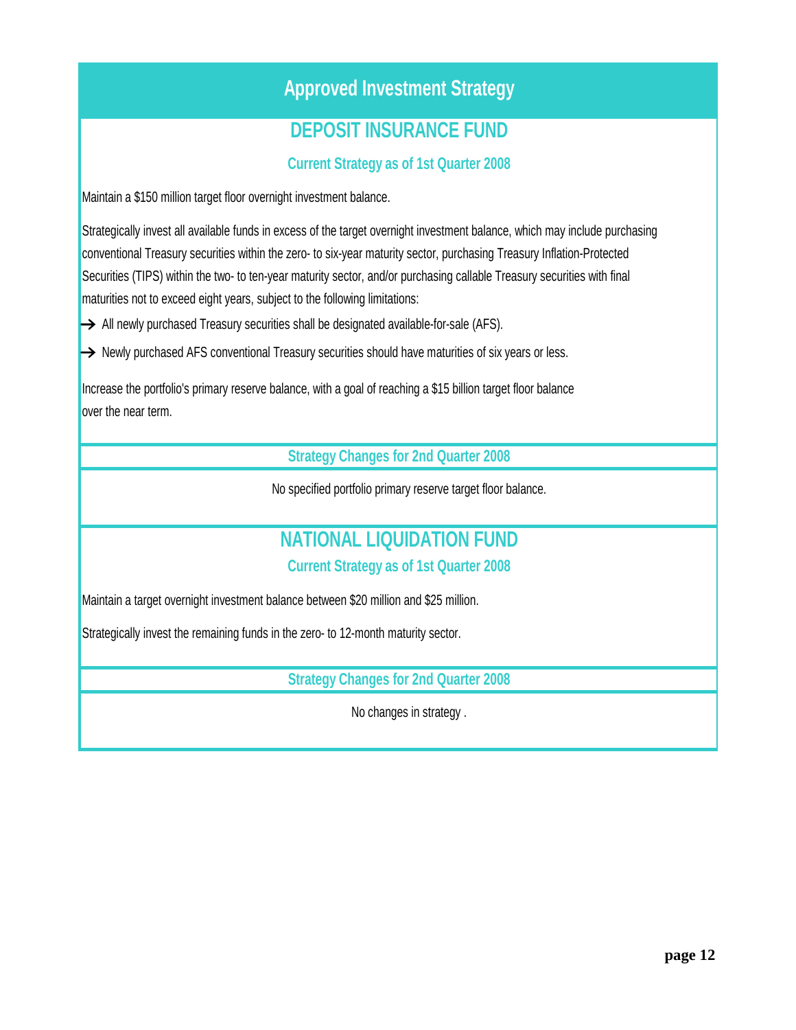# Approved Investment Strategy

## DEPOSIT INSURANCE FUND

### Current Strategy as of 1st Quarter 2008

Maintain a $150 million target floor overnight investment balance.

Strategically invest all available funds in excess of the target overnight investment balance, which may include purchasing conventional Treasury securities within the zero- to six-year maturity sector, purchasing Treasury Inflation-Protected Securities (TIPS) within the two- to ten-year maturity sector, and/or purchasing callable Treasury securities with final maturities not to exceed eight years, subject to the following limitations:

- → All newly purchased Treasury securities shall be designated available-for-sale (AFS).
- → Newly purchased AFS conventional Treasury securities should have maturities of six years or less.

Increase the portfolio's primary reserve balance, with a goal of reaching a $15 billion target floor balance over the near term.

### Strategy Changes for 2nd Quarter 2008

No specified portfolio primary reserve target floor balance.

## NATIONAL LIQUIDATION FUND

### Current Strategy as of 1st Quarter 2008

Maintain a target overnight investment balance between $20 million and $25 million.

Strategically invest the remaining funds in the zero- to 12-month maturity sector.

### Strategy Changes for 2nd Quarter 2008

No changes in strategy .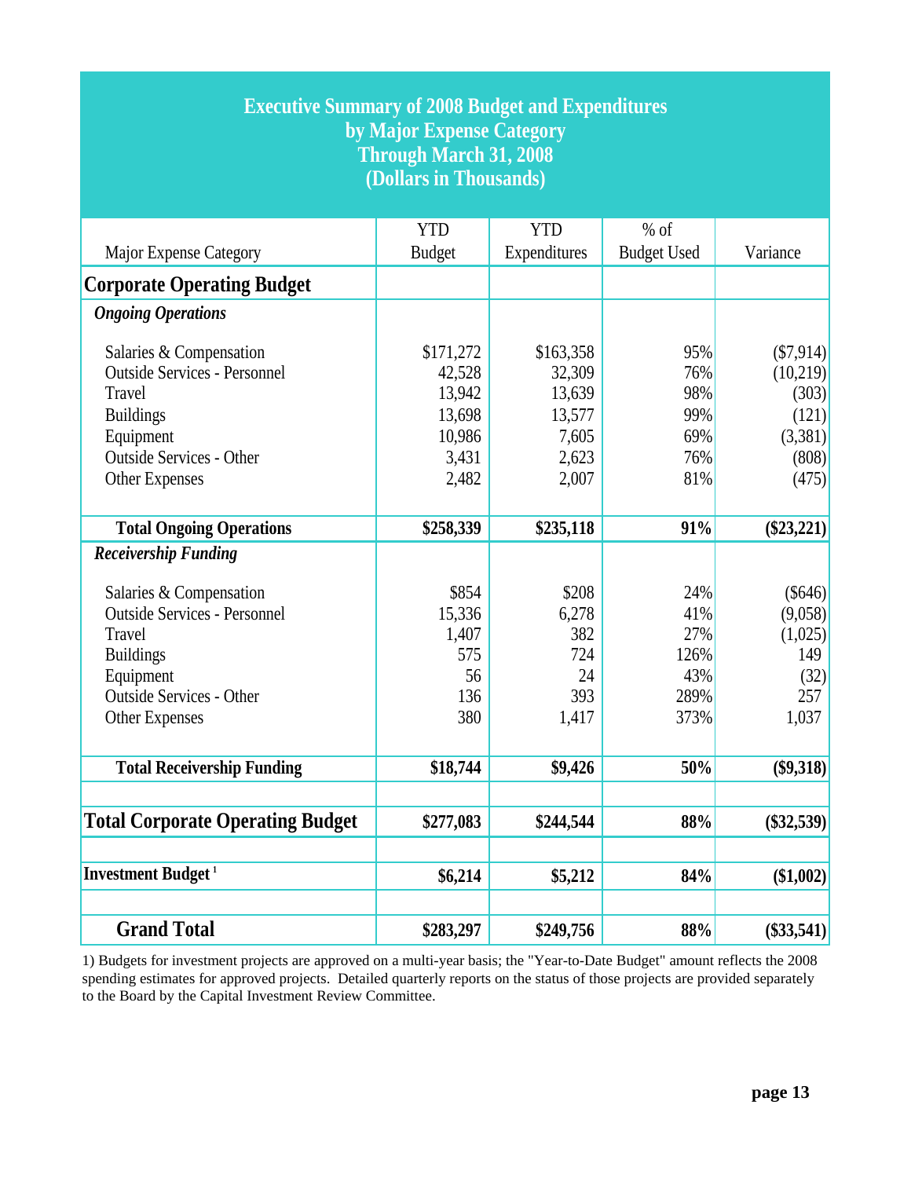# Executive Summary of 2008 Budget and Expenditures by Major Expense Category Through March 31, 2008 (Dollars in Thousands)

| Major Expense Category | YTD Budget | YTD Expenditures | % of Budget Used | Variance |
|---|---|---|---|---|
| **Corporate Operating Budget** | | | | |
| ***Ongoing Operations*** | | | | |
| Salaries & Compensation | $171,272 | $163,358 | 95% | ($7,914) |
| Outside Services - Personnel | 42,528 | 32,309 | 76% | (10,219) |
| Travel | 13,942 | 13,639 | 98% | (303) |
| Buildings | 13,698 | 13,577 | 99% | (121) |
| Equipment | 10,986 | 7,605 | 69% | (3,381) |
| Outside Services - Other | 3,431 | 2,623 | 76% | (808) |
| Other Expenses | 2,482 | 2,007 | 81% | (475) |
| **Total Ongoing Operations** | **$258,339** | **$235,118** | **91%** | **($23,221)** |
| ***Receivership Funding*** | | | | |
| Salaries & Compensation | $854 | $208 | 24% | ($646) |
| Outside Services - Personnel | 15,336 | 6,278 | 41% | (9,058) |
| Travel | 1,407 | 382 | 27% | (1,025) |
| Buildings | 575 | 724 | 126% | 149 |
| Equipment | 56 | 24 | 43% | (32) |
| Outside Services - Other | 136 | 393 | 289% | 257 |
| Other Expenses | 380 | 1,417 | 373% | 1,037 |
| **Total Receivership Funding** | **$18,744** | **$9,426** | **50%** | **($9,318)** |
| **Total Corporate Operating Budget** | **$277,083** | **$244,544** | **88%** | **($32,539)** |
| **Investment Budget** [1] | **$6,214** | **$5,212** | **84%** | **($1,002)** |
| **Grand Total** | **$283,297** | **$249,756** | **88%** | **($33,541)** |

1) Budgets for investment projects are approved on a multi-year basis; the "Year-to-Date Budget" amount reflects the 2008 spending estimates for approved projects. Detailed quarterly reports on the status of those projects are provided separately to the Board by the Capital Investment Review Committee.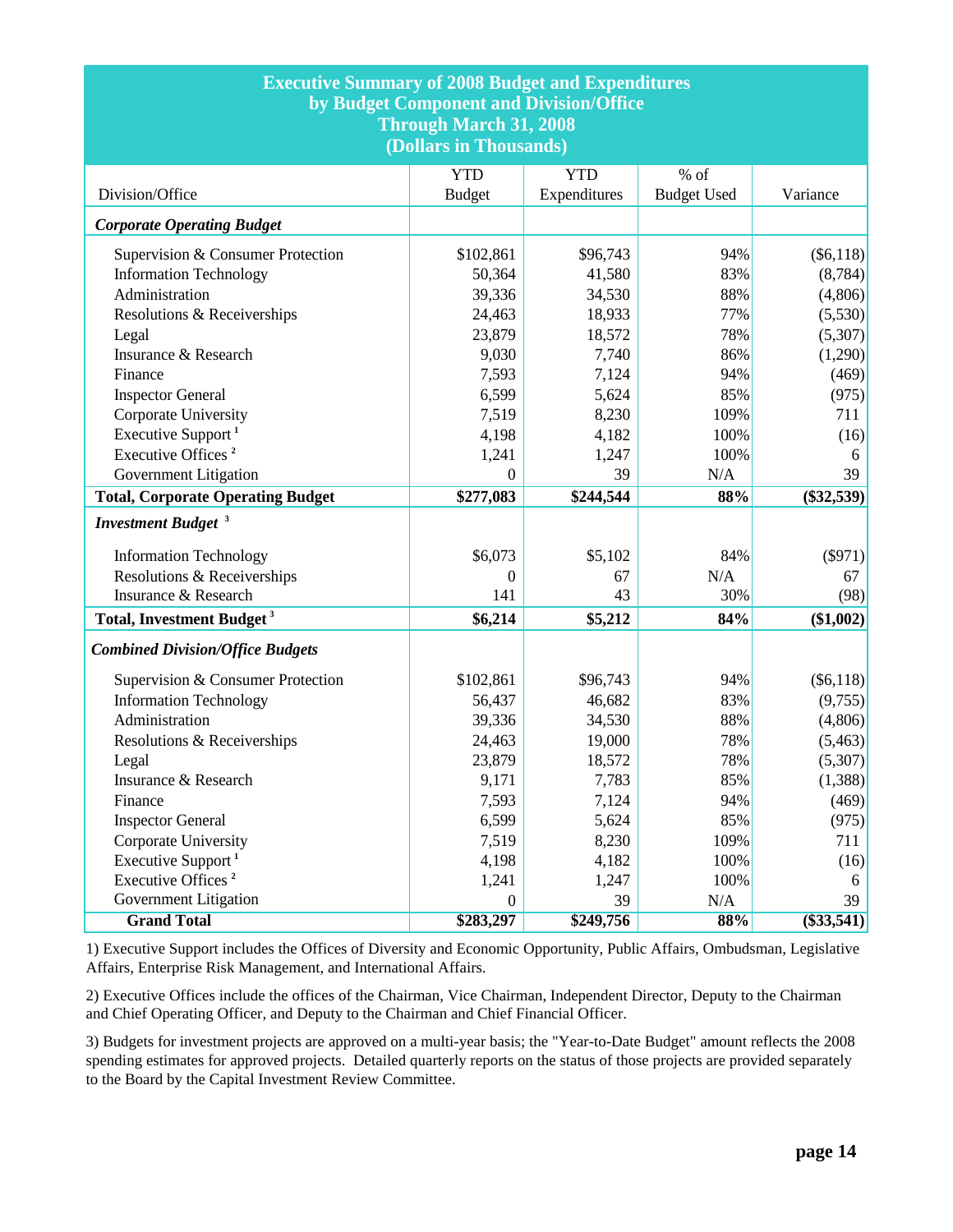## Executive Summary of 2008 Budget and Expenditures by Budget Component and Division/Office Through March 31, 2008 (Dollars in Thousands)

| Division/Office | YTD Budget | YTD Expenditures | % of Budget Used | Variance |
|---|---|---|---|---|
| ***Corporate Operating Budget*** | | | | |
| Supervision & Consumer Protection | $102,861 | $96,743 | 94% | ($6,118) |
| Information Technology | 50,364 | 41,580 | 83% | (8,784) |
| Administration | 39,336 | 34,530 | 88% | (4,806) |
| Resolutions & Receiverships | 24,463 | 18,933 | 77% | (5,530) |
| Legal | 23,879 | 18,572 | 78% | (5,307) |
| Insurance & Research | 9,030 | 7,740 | 86% | (1,290) |
| Finance | 7,593 | 7,124 | 94% | (469) |
| Inspector General | 6,599 | 5,624 | 85% | (975) |
| Corporate University | 7,519 | 8,230 | 109% | 711 |
| Executive Support [1] | 4,198 | 4,182 | 100% | (16) |
| Executive Offices [2] | 1,241 | 1,247 | 100% | 6 |
| Government Litigation | 0 | 39 | N/A | 39 |
| **Total, Corporate Operating Budget** | **$277,083** | **$244,544** | **88%** | **($32,539)** |
| ***Investment Budget [3]*** | | | | |
| Information Technology | $6,073 | $5,102 | 84% | ($971) |
| Resolutions & Receiverships | 0 | 67 | N/A | 67 |
| Insurance & Research | 141 | 43 | 30% | (98) |
| **Total, Investment Budget [3]** | **$6,214** | **$5,212** | **84%** | **($1,002)** |
| ***Combined Division/Office Budgets*** | | | | |
| Supervision & Consumer Protection | $102,861 | $96,743 | 94% | ($6,118) |
| Information Technology | 56,437 | 46,682 | 83% | (9,755) |
| Administration | 39,336 | 34,530 | 88% | (4,806) |
| Resolutions & Receiverships | 24,463 | 19,000 | 78% | (5,463) |
| Legal | 23,879 | 18,572 | 78% | (5,307) |
| Insurance & Research | 9,171 | 7,783 | 85% | (1,388) |
| Finance | 7,593 | 7,124 | 94% | (469) |
| Inspector General | 6,599 | 5,624 | 85% | (975) |
| Corporate University | 7,519 | 8,230 | 109% | 711 |
| Executive Support [1] | 4,198 | 4,182 | 100% | (16) |
| Executive Offices [2] | 1,241 | 1,247 | 100% | 6 |
| Government Litigation | 0 | 39 | N/A | 39 |
| **Grand Total** | **$283,297** | **$249,756** | **88%** | **($33,541)** |

1) Executive Support includes the Offices of Diversity and Economic Opportunity, Public Affairs, Ombudsman, Legislative Affairs, Enterprise Risk Management, and International Affairs.

2) Executive Offices include the offices of the Chairman, Vice Chairman, Independent Director, Deputy to the Chairman and Chief Operating Officer, and Deputy to the Chairman and Chief Financial Officer.

3) Budgets for investment projects are approved on a multi-year basis; the "Year-to-Date Budget" amount reflects the 2008 spending estimates for approved projects. Detailed quarterly reports on the status of those projects are provided separately to the Board by the Capital Investment Review Committee.